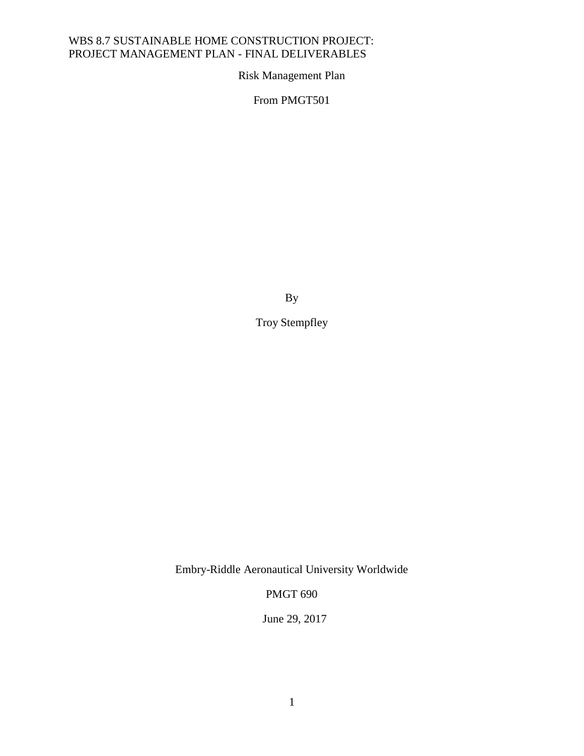WBS 8.7 SUSTAINABLE HOME CONSTRUCTION PROJECT:
PROJECT MANAGEMENT PLAN - FINAL DELIVERABLES

Risk Management Plan

From PMGT501

By

Troy Stempfley

Embry-Riddle Aeronautical University Worldwide

PMGT 690

June 29, 2017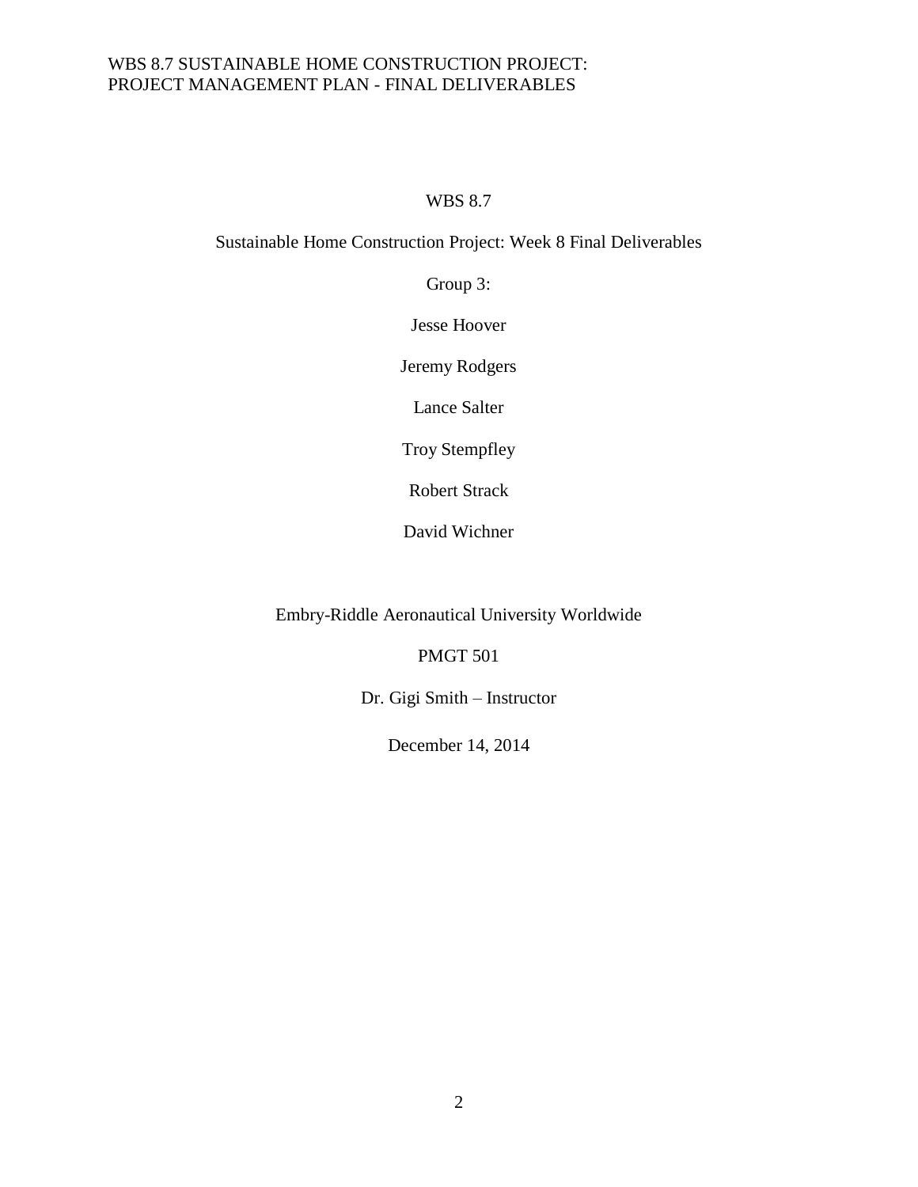WBS 8.7

Sustainable Home Construction Project: Week 8 Final Deliverables

Group 3:

Jesse Hoover

Jeremy Rodgers

Lance Salter

Troy Stempfley

Robert Strack

David Wichner

Embry-Riddle Aeronautical University Worldwide

PMGT 501

Dr. Gigi Smith – Instructor

December 14, 2014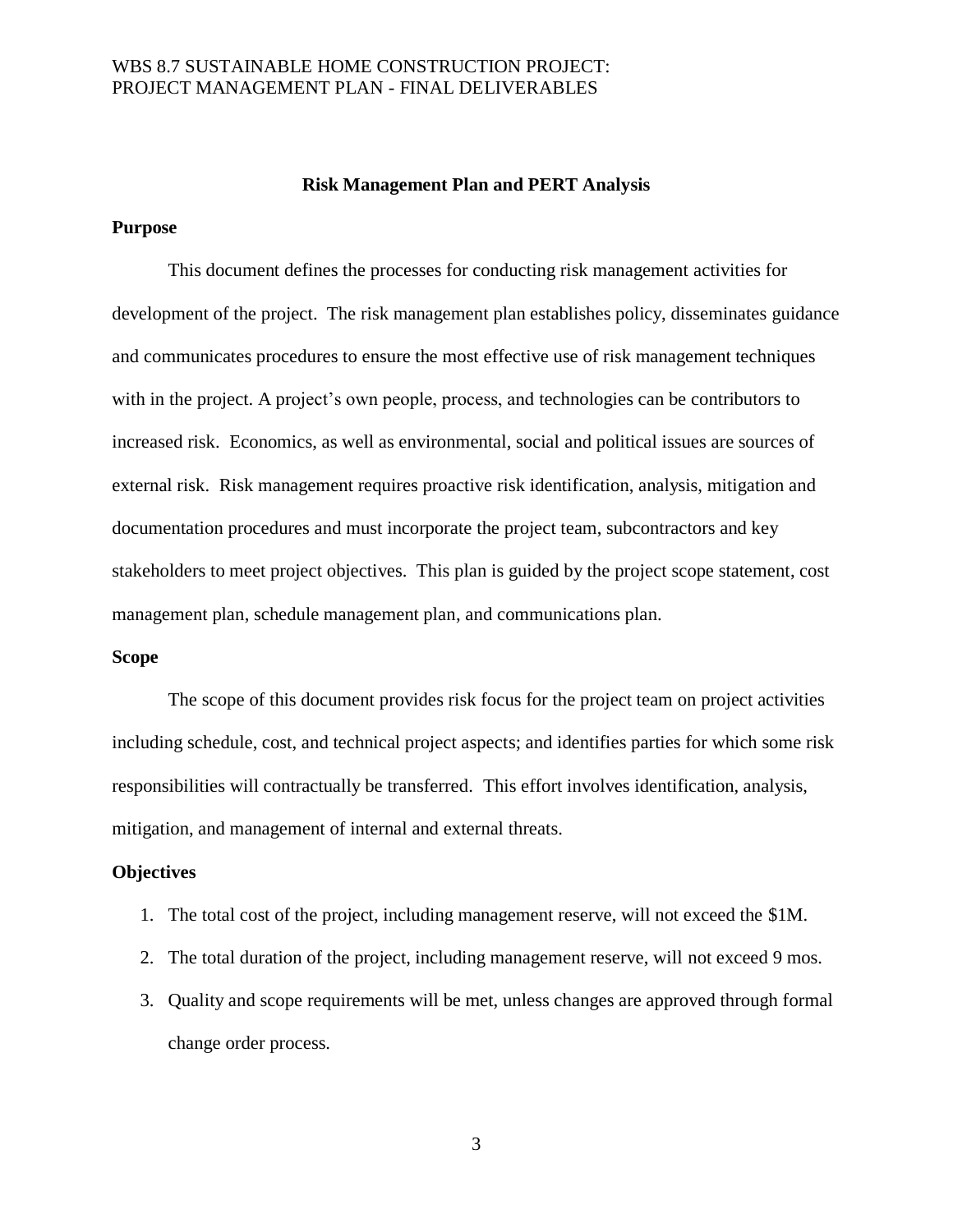## Risk Management Plan and PERT Analysis

### Purpose

This document defines the processes for conducting risk management activities for development of the project. The risk management plan establishes policy, disseminates guidance and communicates procedures to ensure the most effective use of risk management techniques with in the project. A project's own people, process, and technologies can be contributors to increased risk. Economics, as well as environmental, social and political issues are sources of external risk. Risk management requires proactive risk identification, analysis, mitigation and documentation procedures and must incorporate the project team, subcontractors and key stakeholders to meet project objectives. This plan is guided by the project scope statement, cost management plan, schedule management plan, and communications plan.

### Scope

The scope of this document provides risk focus for the project team on project activities including schedule, cost, and technical project aspects; and identifies parties for which some risk responsibilities will contractually be transferred. This effort involves identification, analysis, mitigation, and management of internal and external threats.

### Objectives

1. The total cost of the project, including management reserve, will not exceed the $1M.
2. The total duration of the project, including management reserve, will not exceed 9 mos.
3. Quality and scope requirements will be met, unless changes are approved through formal change order process.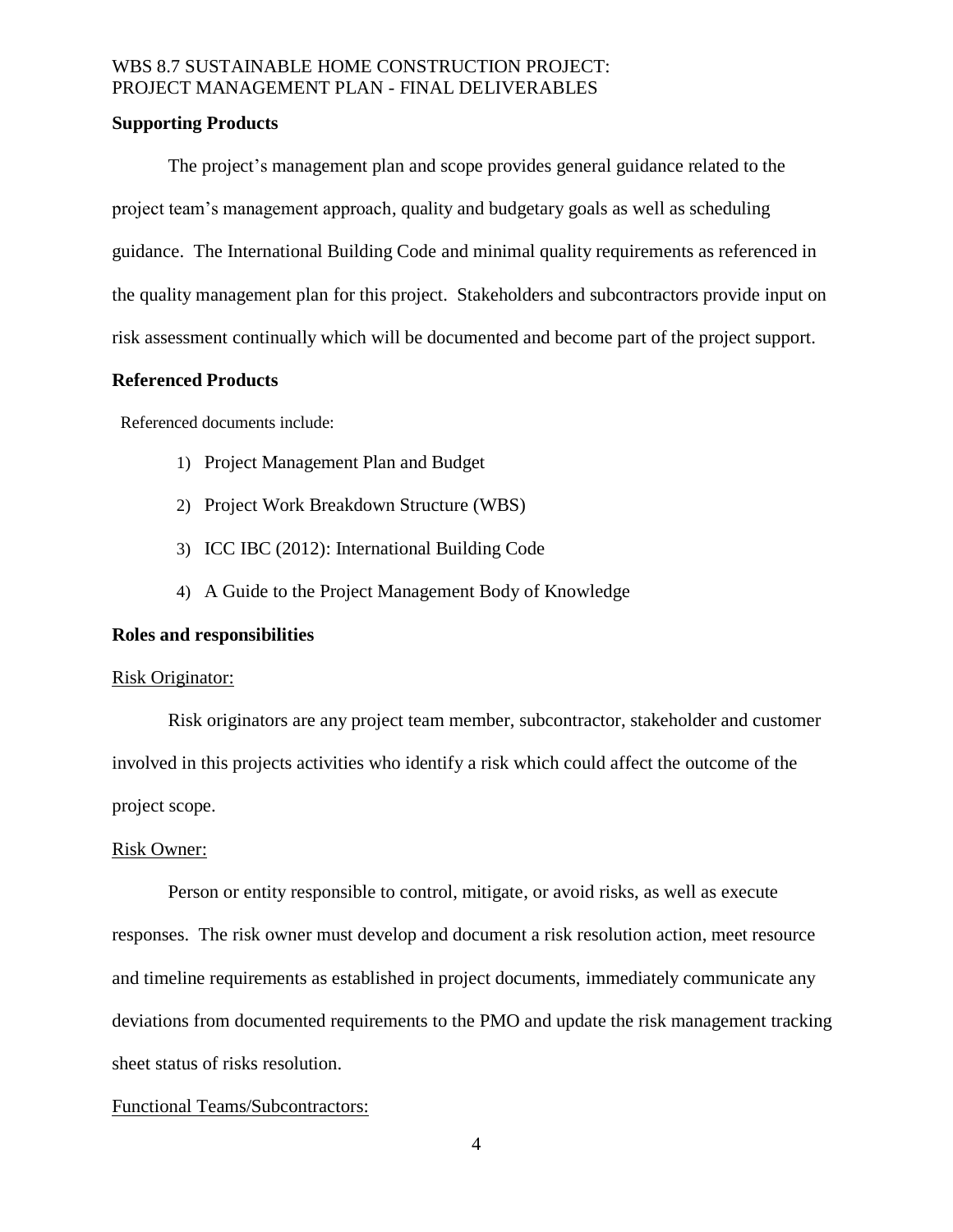**Supporting Products**

The project's management plan and scope provides general guidance related to the project team's management approach, quality and budgetary goals as well as scheduling guidance. The International Building Code and minimal quality requirements as referenced in the quality management plan for this project. Stakeholders and subcontractors provide input on risk assessment continually which will be documented and become part of the project support.

**Referenced Products**

Referenced documents include:

1) Project Management Plan and Budget
2) Project Work Breakdown Structure (WBS)
3) ICC IBC (2012): International Building Code
4) A Guide to the Project Management Body of Knowledge

**Roles and responsibilities**

Risk Originator:

Risk originators are any project team member, subcontractor, stakeholder and customer involved in this projects activities who identify a risk which could affect the outcome of the project scope.

Risk Owner:

Person or entity responsible to control, mitigate, or avoid risks, as well as execute responses. The risk owner must develop and document a risk resolution action, meet resource and timeline requirements as established in project documents, immediately communicate any deviations from documented requirements to the PMO and update the risk management tracking sheet status of risks resolution.

Functional Teams/Subcontractors: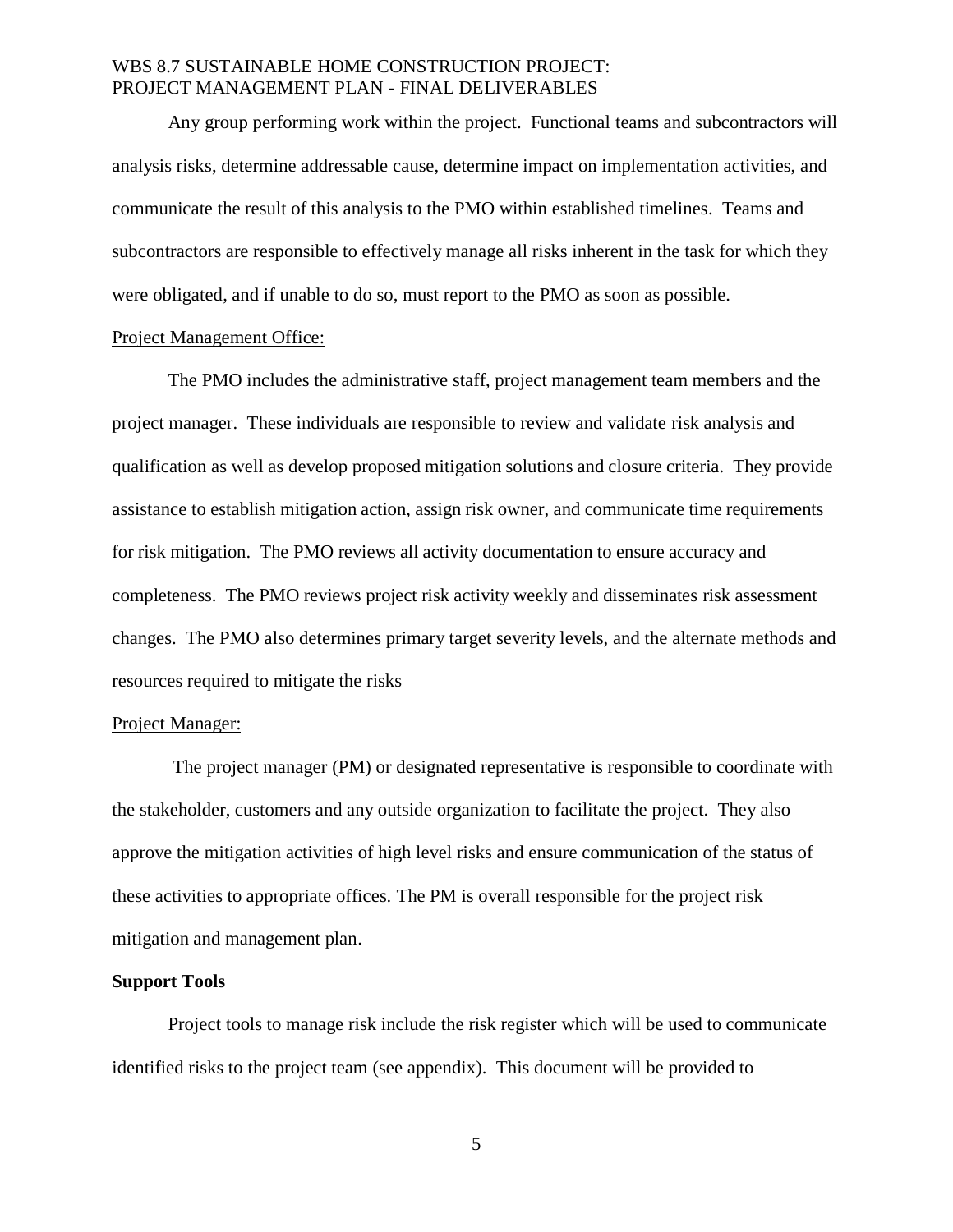Any group performing work within the project. Functional teams and subcontractors will analysis risks, determine addressable cause, determine impact on implementation activities, and communicate the result of this analysis to the PMO within established timelines. Teams and subcontractors are responsible to effectively manage all risks inherent in the task for which they were obligated, and if unable to do so, must report to the PMO as soon as possible.

<u>Project Management Office:</u>

The PMO includes the administrative staff, project management team members and the project manager. These individuals are responsible to review and validate risk analysis and qualification as well as develop proposed mitigation solutions and closure criteria. They provide assistance to establish mitigation action, assign risk owner, and communicate time requirements for risk mitigation. The PMO reviews all activity documentation to ensure accuracy and completeness. The PMO reviews project risk activity weekly and disseminates risk assessment changes. The PMO also determines primary target severity levels, and the alternate methods and resources required to mitigate the risks

<u>Project Manager:</u>

The project manager (PM) or designated representative is responsible to coordinate with the stakeholder, customers and any outside organization to facilitate the project. They also approve the mitigation activities of high level risks and ensure communication of the status of these activities to appropriate offices. The PM is overall responsible for the project risk mitigation and management plan.

**Support Tools**

Project tools to manage risk include the risk register which will be used to communicate identified risks to the project team (see appendix). This document will be provided to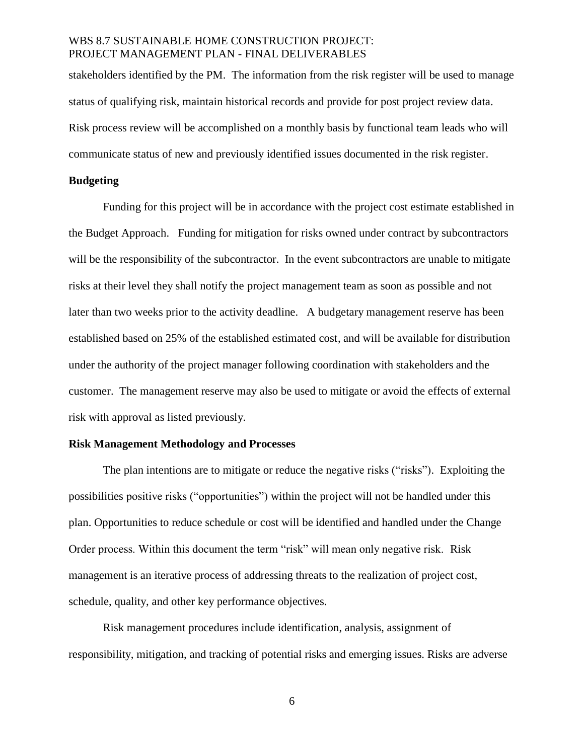stakeholders identified by the PM. The information from the risk register will be used to manage status of qualifying risk, maintain historical records and provide for post project review data. Risk process review will be accomplished on a monthly basis by functional team leads who will communicate status of new and previously identified issues documented in the risk register.

**Budgeting**

Funding for this project will be in accordance with the project cost estimate established in the Budget Approach. Funding for mitigation for risks owned under contract by subcontractors will be the responsibility of the subcontractor. In the event subcontractors are unable to mitigate risks at their level they shall notify the project management team as soon as possible and not later than two weeks prior to the activity deadline. A budgetary management reserve has been established based on 25% of the established estimated cost, and will be available for distribution under the authority of the project manager following coordination with stakeholders and the customer. The management reserve may also be used to mitigate or avoid the effects of external risk with approval as listed previously.

**Risk Management Methodology and Processes**

The plan intentions are to mitigate or reduce the negative risks ("risks"). Exploiting the possibilities positive risks ("opportunities") within the project will not be handled under this plan. Opportunities to reduce schedule or cost will be identified and handled under the Change Order process. Within this document the term "risk" will mean only negative risk. Risk management is an iterative process of addressing threats to the realization of project cost, schedule, quality, and other key performance objectives.

Risk management procedures include identification, analysis, assignment of responsibility, mitigation, and tracking of potential risks and emerging issues. Risks are adverse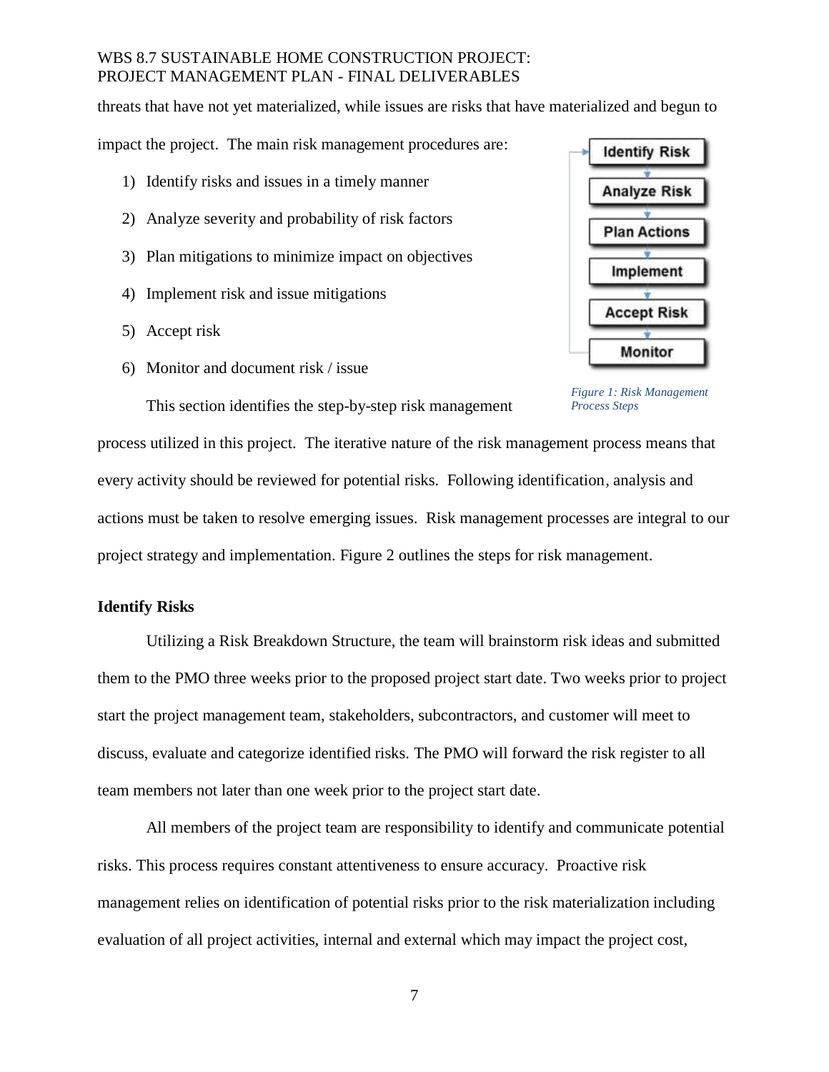threats that have not yet materialized, while issues are risks that have materialized and begun to impact the project. The main risk management procedures are:

1) Identify risks and issues in a timely manner
2) Analyze severity and probability of risk factors
3) Plan mitigations to minimize impact on objectives
4) Implement risk and issue mitigations
5) Accept risk
6) Monitor and document risk / issue

Identify Risk → Analyze Risk → Plan Actions → Implement → Accept Risk → Monitor

*Figure 1: Risk Management Process Steps*

This section identifies the step-by-step risk management process utilized in this project. The iterative nature of the risk management process means that every activity should be reviewed for potential risks. Following identification, analysis and actions must be taken to resolve emerging issues. Risk management processes are integral to our project strategy and implementation. Figure 2 outlines the steps for risk management.

**Identify Risks**

Utilizing a Risk Breakdown Structure, the team will brainstorm risk ideas and submitted them to the PMO three weeks prior to the proposed project start date. Two weeks prior to project start the project management team, stakeholders, subcontractors, and customer will meet to discuss, evaluate and categorize identified risks. The PMO will forward the risk register to all team members not later than one week prior to the project start date.

All members of the project team are responsibility to identify and communicate potential risks. This process requires constant attentiveness to ensure accuracy. Proactive risk management relies on identification of potential risks prior to the risk materialization including evaluation of all project activities, internal and external which may impact the project cost,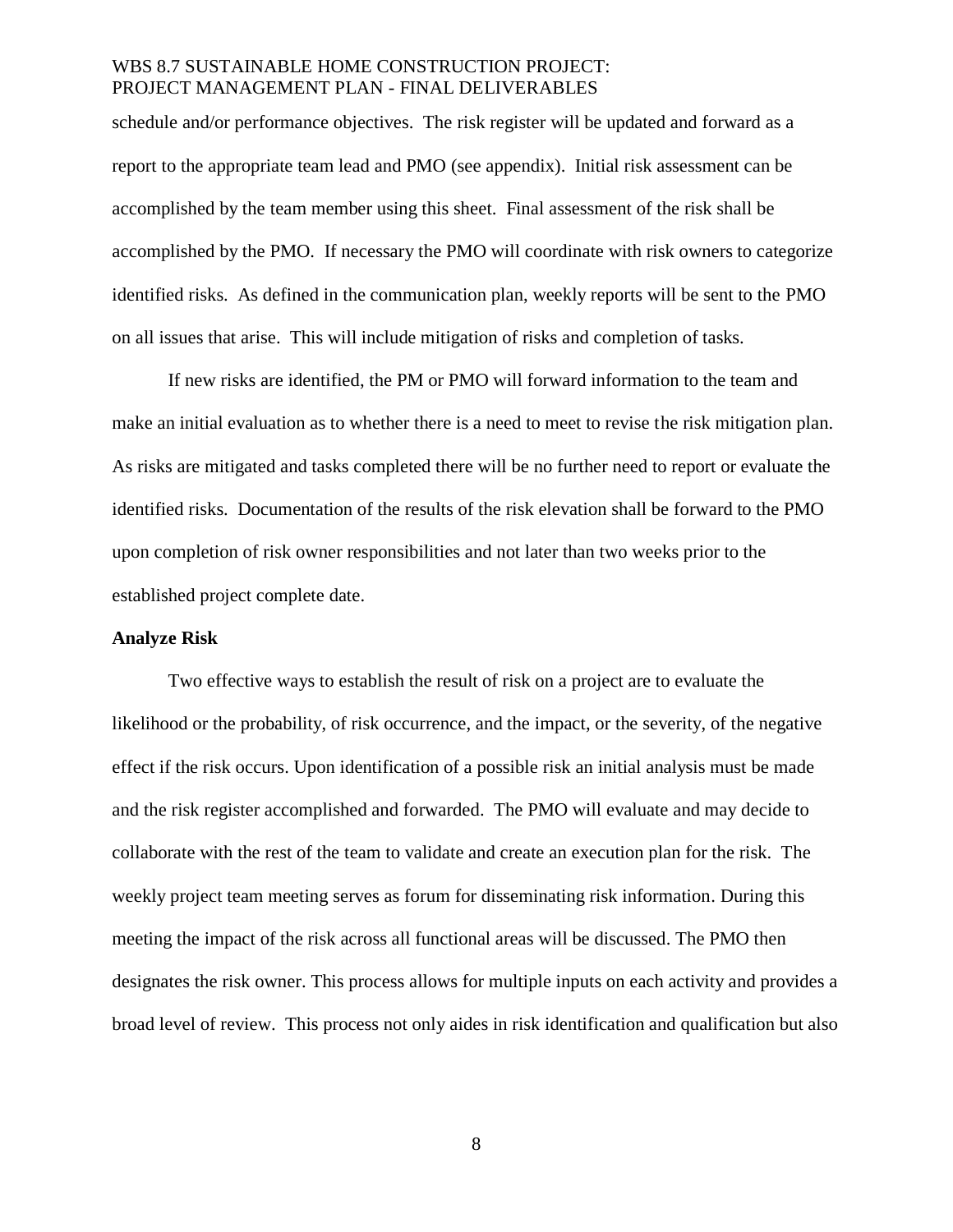schedule and/or performance objectives. The risk register will be updated and forward as a report to the appropriate team lead and PMO (see appendix). Initial risk assessment can be accomplished by the team member using this sheet. Final assessment of the risk shall be accomplished by the PMO. If necessary the PMO will coordinate with risk owners to categorize identified risks. As defined in the communication plan, weekly reports will be sent to the PMO on all issues that arise. This will include mitigation of risks and completion of tasks.

If new risks are identified, the PM or PMO will forward information to the team and make an initial evaluation as to whether there is a need to meet to revise the risk mitigation plan. As risks are mitigated and tasks completed there will be no further need to report or evaluate the identified risks. Documentation of the results of the risk elevation shall be forward to the PMO upon completion of risk owner responsibilities and not later than two weeks prior to the established project complete date.

**Analyze Risk**

Two effective ways to establish the result of risk on a project are to evaluate the likelihood or the probability, of risk occurrence, and the impact, or the severity, of the negative effect if the risk occurs. Upon identification of a possible risk an initial analysis must be made and the risk register accomplished and forwarded. The PMO will evaluate and may decide to collaborate with the rest of the team to validate and create an execution plan for the risk. The weekly project team meeting serves as forum for disseminating risk information. During this meeting the impact of the risk across all functional areas will be discussed. The PMO then designates the risk owner. This process allows for multiple inputs on each activity and provides a broad level of review. This process not only aides in risk identification and qualification but also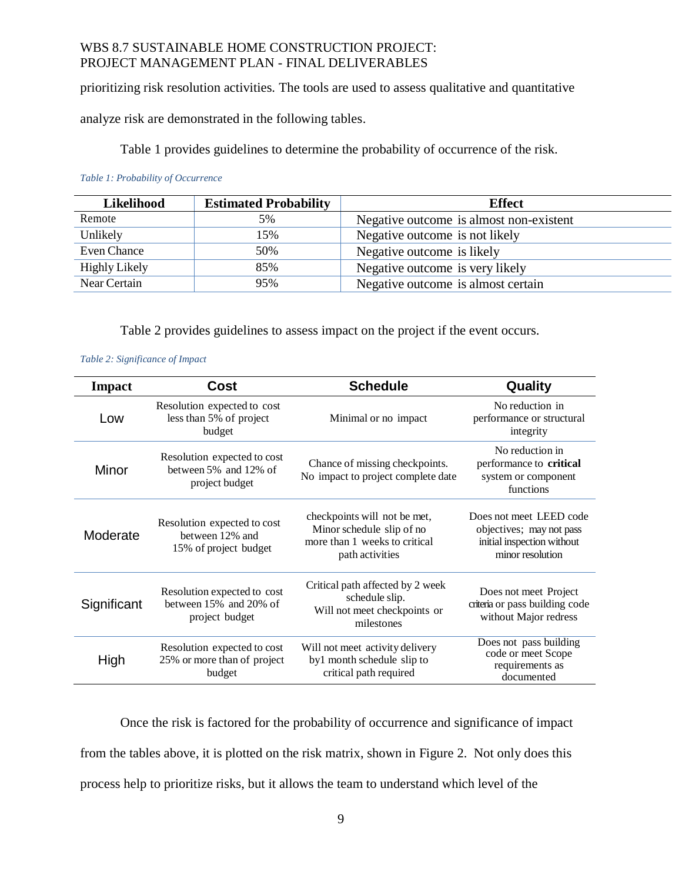prioritizing risk resolution activities. The tools are used to assess qualitative and quantitative analyze risk are demonstrated in the following tables.

Table 1 provides guidelines to determine the probability of occurrence of the risk.

*Table 1: Probability of Occurrence*

| Likelihood | Estimated Probability | Effect |
|---|---|---|
| Remote | 5% | Negative outcome is almost non-existent |
| Unlikely | 15% | Negative outcome is not likely |
| Even Chance | 50% | Negative outcome is likely |
| Highly Likely | 85% | Negative outcome is very likely |
| Near Certain | 95% | Negative outcome is almost certain |

Table 2 provides guidelines to assess impact on the project if the event occurs.

*Table 2: Significance of Impact*

| Impact | Cost | Schedule | Quality |
|---|---|---|---|
| Low | Resolution expected to cost less than 5% of project budget | Minimal or no impact | No reduction in performance or structural integrity |
| Minor | Resolution expected to cost between 5% and 12% of project budget | Chance of missing checkpoints. No impact to project complete date | No reduction in performance to **critical** system or component functions |
| Moderate | Resolution expected to cost between 12% and 15% of project budget | checkpoints will not be met, Minor schedule slip of no more than 1 weeks to critical path activities | Does not meet LEED code objectives; may not pass initial inspection without minor resolution |
| Significant | Resolution expected to cost between 15% and 20% of project budget | Critical path affected by 2 week schedule slip. Will not meet checkpoints or milestones | Does not meet Project criteria or pass building code without Major redress |
| High | Resolution expected to cost 25% or more than of project budget | Will not meet activity delivery by1 month schedule slip to critical path required | Does not pass building code or meet Scope requirements as documented |

Once the risk is factored for the probability of occurrence and significance of impact from the tables above, it is plotted on the risk matrix, shown in Figure 2. Not only does this process help to prioritize risks, but it allows the team to understand which level of the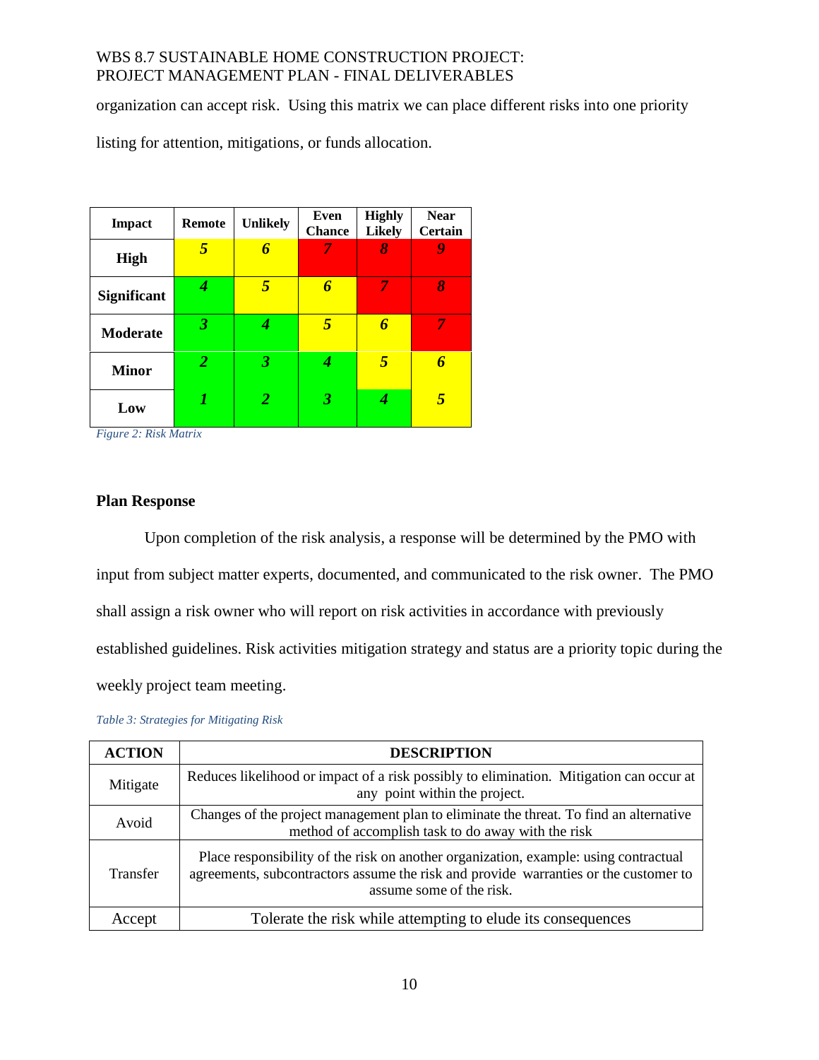organization can accept risk. Using this matrix we can place different risks into one priority listing for attention, mitigations, or funds allocation.

| Impact | Remote | Unlikely | Even Chance | Highly Likely | Near Certain |
|---|---|---|---|---|---|
| **High** | ***5*** | ***6*** | ***7*** | ***8*** | ***9*** |
| **Significant** | ***4*** | ***5*** | ***6*** | ***7*** | ***8*** |
| **Moderate** | ***3*** | ***4*** | ***5*** | ***6*** | ***7*** |
| **Minor** | ***2*** | ***3*** | ***4*** | ***5*** | ***6*** |
| **Low** | ***1*** | ***2*** | ***3*** | ***4*** | ***5*** |

*Figure 2: Risk Matrix*

**Plan Response**

Upon completion of the risk analysis, a response will be determined by the PMO with input from subject matter experts, documented, and communicated to the risk owner. The PMO shall assign a risk owner who will report on risk activities in accordance with previously established guidelines. Risk activities mitigation strategy and status are a priority topic during the weekly project team meeting.

*Table 3: Strategies for Mitigating Risk*

| ACTION | DESCRIPTION |
|---|---|
| Mitigate | Reduces likelihood or impact of a risk possibly to elimination. Mitigation can occur at any point within the project. |
| Avoid | Changes of the project management plan to eliminate the threat. To find an alternative method of accomplish task to do away with the risk |
| Transfer | Place responsibility of the risk on another organization, example: using contractual agreements, subcontractors assume the risk and provide warranties or the customer to assume some of the risk. |
| Accept | Tolerate the risk while attempting to elude its consequences |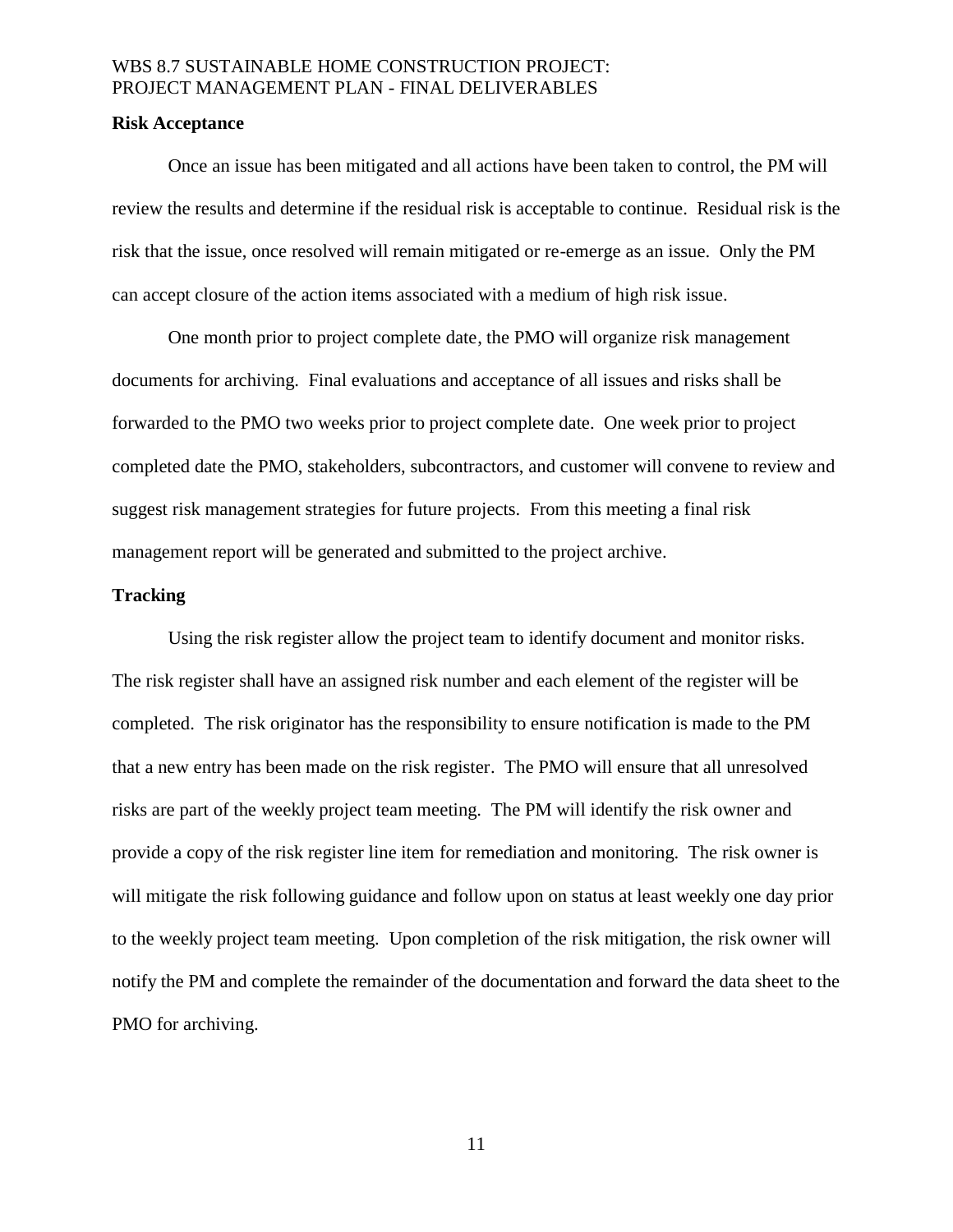**Risk Acceptance**

Once an issue has been mitigated and all actions have been taken to control, the PM will review the results and determine if the residual risk is acceptable to continue. Residual risk is the risk that the issue, once resolved will remain mitigated or re-emerge as an issue. Only the PM can accept closure of the action items associated with a medium of high risk issue.

One month prior to project complete date, the PMO will organize risk management documents for archiving. Final evaluations and acceptance of all issues and risks shall be forwarded to the PMO two weeks prior to project complete date. One week prior to project completed date the PMO, stakeholders, subcontractors, and customer will convene to review and suggest risk management strategies for future projects. From this meeting a final risk management report will be generated and submitted to the project archive.

**Tracking**

Using the risk register allow the project team to identify document and monitor risks. The risk register shall have an assigned risk number and each element of the register will be completed. The risk originator has the responsibility to ensure notification is made to the PM that a new entry has been made on the risk register. The PMO will ensure that all unresolved risks are part of the weekly project team meeting. The PM will identify the risk owner and provide a copy of the risk register line item for remediation and monitoring. The risk owner is will mitigate the risk following guidance and follow upon on status at least weekly one day prior to the weekly project team meeting. Upon completion of the risk mitigation, the risk owner will notify the PM and complete the remainder of the documentation and forward the data sheet to the PMO for archiving.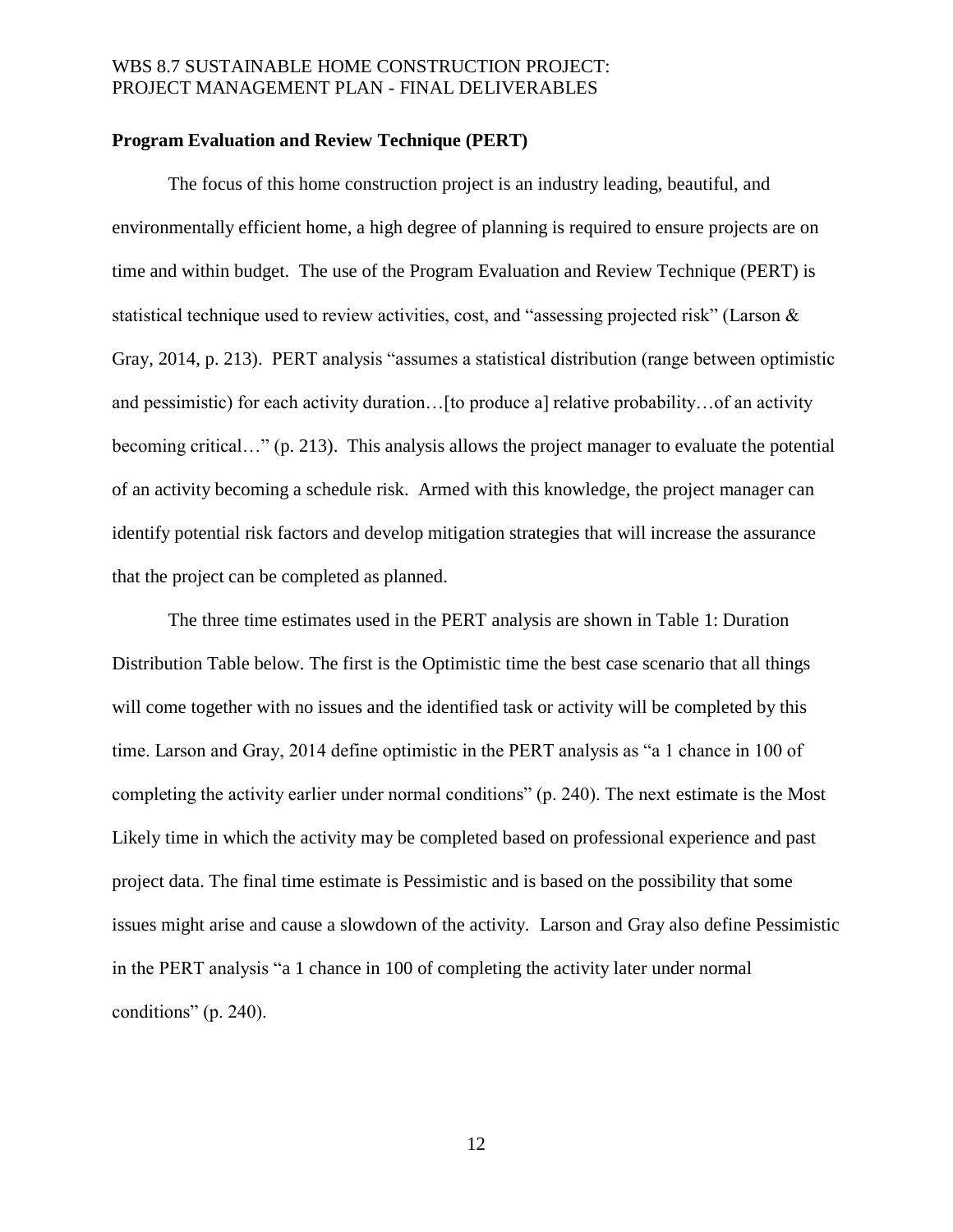## Program Evaluation and Review Technique (PERT)

The focus of this home construction project is an industry leading, beautiful, and environmentally efficient home, a high degree of planning is required to ensure projects are on time and within budget. The use of the Program Evaluation and Review Technique (PERT) is statistical technique used to review activities, cost, and "assessing projected risk" (Larson & Gray, 2014, p. 213). PERT analysis "assumes a statistical distribution (range between optimistic and pessimistic) for each activity duration…[to produce a] relative probability…of an activity becoming critical…" (p. 213). This analysis allows the project manager to evaluate the potential of an activity becoming a schedule risk. Armed with this knowledge, the project manager can identify potential risk factors and develop mitigation strategies that will increase the assurance that the project can be completed as planned.

The three time estimates used in the PERT analysis are shown in Table 1: Duration Distribution Table below. The first is the Optimistic time the best case scenario that all things will come together with no issues and the identified task or activity will be completed by this time. Larson and Gray, 2014 define optimistic in the PERT analysis as "a 1 chance in 100 of completing the activity earlier under normal conditions" (p. 240). The next estimate is the Most Likely time in which the activity may be completed based on professional experience and past project data. The final time estimate is Pessimistic and is based on the possibility that some issues might arise and cause a slowdown of the activity. Larson and Gray also define Pessimistic in the PERT analysis "a 1 chance in 100 of completing the activity later under normal conditions" (p. 240).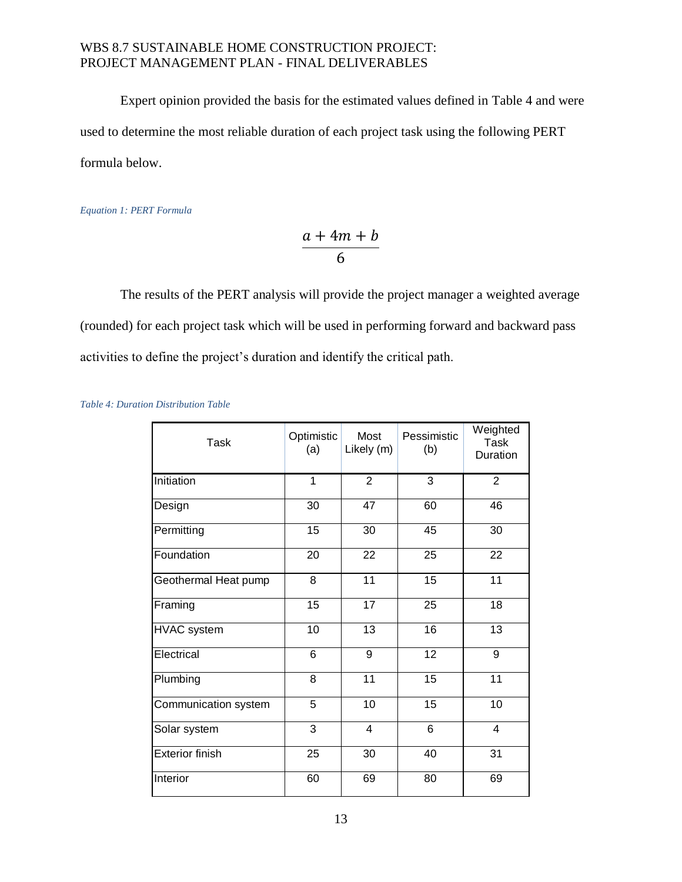Expert opinion provided the basis for the estimated values defined in Table 4 and were used to determine the most reliable duration of each project task using the following PERT formula below.

*Equation 1: PERT Formula*

$$\frac{a + 4m + b}{6}$$

The results of the PERT analysis will provide the project manager a weighted average (rounded) for each project task which will be used in performing forward and backward pass activities to define the project's duration and identify the critical path.

*Table 4: Duration Distribution Table*

| Task | Optimistic (a) | Most Likely (m) | Pessimistic (b) | Weighted Task Duration |
|---|---|---|---|---|
| Initiation | 1 | 2 | 3 | 2 |
| Design | 30 | 47 | 60 | 46 |
| Permitting | 15 | 30 | 45 | 30 |
| Foundation | 20 | 22 | 25 | 22 |
| Geothermal Heat pump | 8 | 11 | 15 | 11 |
| Framing | 15 | 17 | 25 | 18 |
| HVAC system | 10 | 13 | 16 | 13 |
| Electrical | 6 | 9 | 12 | 9 |
| Plumbing | 8 | 11 | 15 | 11 |
| Communication system | 5 | 10 | 15 | 10 |
| Solar system | 3 | 4 | 6 | 4 |
| Exterior finish | 25 | 30 | 40 | 31 |
| Interior | 60 | 69 | 80 | 69 |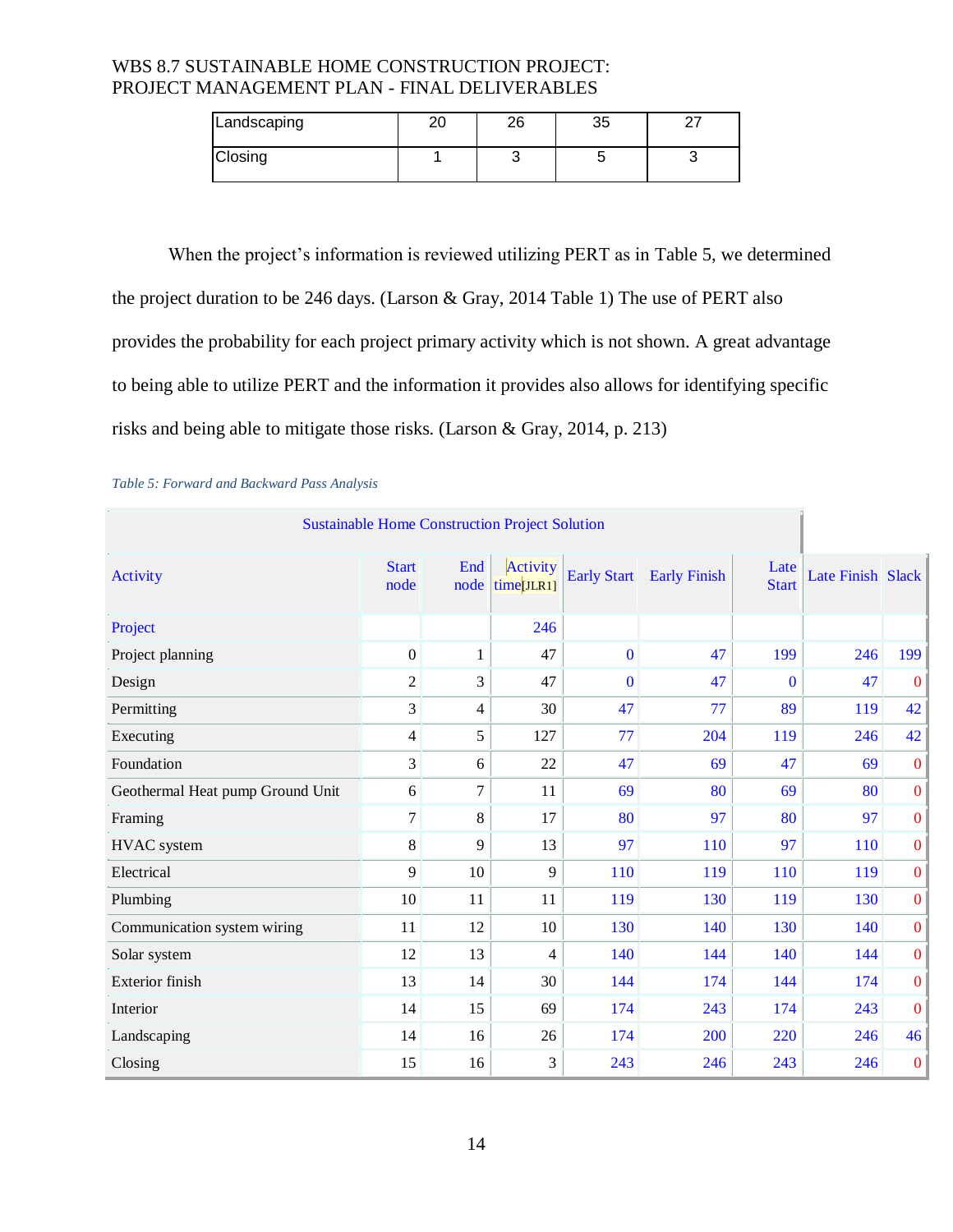| Landscaping | 20 | 26 | 35 | 27 |
|---|---|---|---|---|
| Closing | 1 | 3 | 5 | 3 |

When the project's information is reviewed utilizing PERT as in Table 5, we determined the project duration to be 246 days. (Larson & Gray, 2014 Table 1) The use of PERT also provides the probability for each project primary activity which is not shown. A great advantage to being able to utilize PERT and the information it provides also allows for identifying specific risks and being able to mitigate those risks. (Larson & Gray, 2014, p. 213)

*Table 5: Forward and Backward Pass Analysis*

| Sustainable Home Construction Project Solution | | | | | | | | |
|---|---|---|---|---|---|---|---|---|
| Activity | Start node | End node | Activity time[JLR1] | Early Start | Early Finish | Late Start | Late Finish | Slack |
| Project | | | 246 | | | | | |
| Project planning | 0 | 1 | 47 | 0 | 47 | 199 | 246 | 199 |
| Design | 2 | 3 | 47 | 0 | 47 | 0 | 47 | 0 |
| Permitting | 3 | 4 | 30 | 47 | 77 | 89 | 119 | 42 |
| Executing | 4 | 5 | 127 | 77 | 204 | 119 | 246 | 42 |
| Foundation | 3 | 6 | 22 | 47 | 69 | 47 | 69 | 0 |
| Geothermal Heat pump Ground Unit | 6 | 7 | 11 | 69 | 80 | 69 | 80 | 0 |
| Framing | 7 | 8 | 17 | 80 | 97 | 80 | 97 | 0 |
| HVAC system | 8 | 9 | 13 | 97 | 110 | 97 | 110 | 0 |
| Electrical | 9 | 10 | 9 | 110 | 119 | 110 | 119 | 0 |
| Plumbing | 10 | 11 | 11 | 119 | 130 | 119 | 130 | 0 |
| Communication system wiring | 11 | 12 | 10 | 130 | 140 | 130 | 140 | 0 |
| Solar system | 12 | 13 | 4 | 140 | 144 | 140 | 144 | 0 |
| Exterior finish | 13 | 14 | 30 | 144 | 174 | 144 | 174 | 0 |
| Interior | 14 | 15 | 69 | 174 | 243 | 174 | 243 | 0 |
| Landscaping | 14 | 16 | 26 | 174 | 200 | 220 | 246 | 46 |
| Closing | 15 | 16 | 3 | 243 | 246 | 243 | 246 | 0 |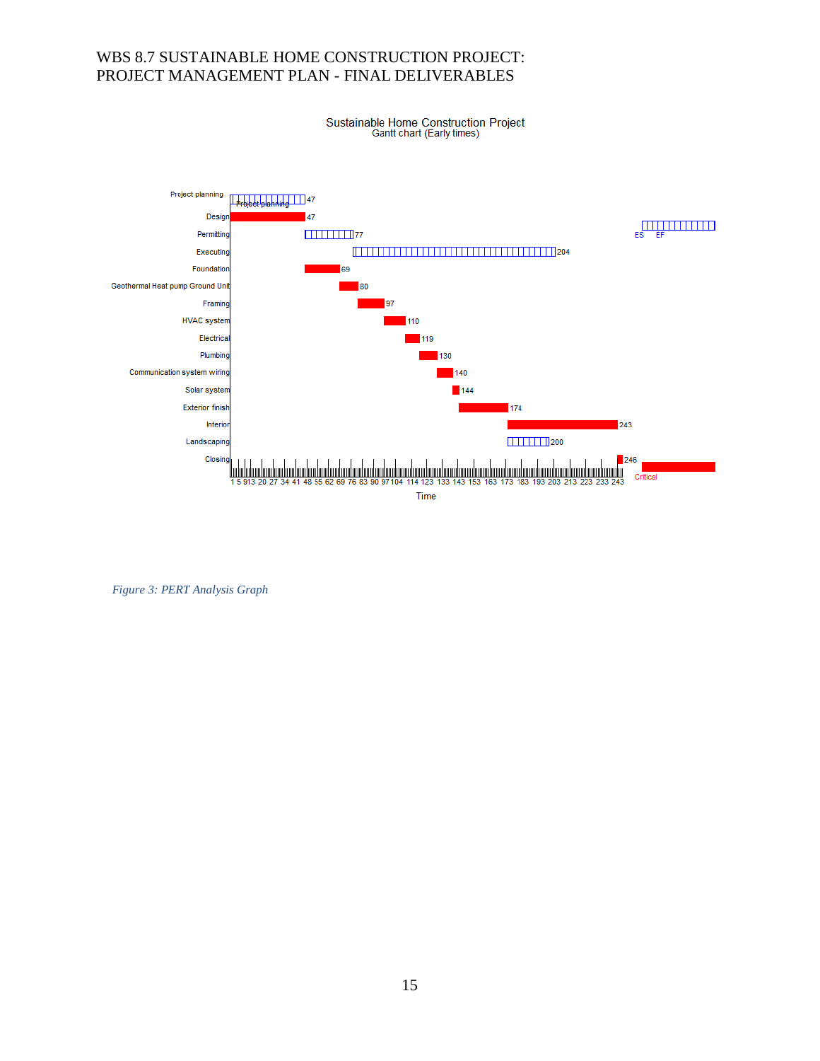# WBS 8.7 SUSTAINABLE HOME CONSTRUCTION PROJECT: PROJECT MANAGEMENT PLAN - FINAL DELIVERABLES

Sustainable Home Construction Project
Gantt chart (Early times)

| Task | Early Finish |
|---|---|
| Project planning | 47 |
| Design | 47 |
| Permitting | 77 |
| Executing | 204 |
| Foundation | 69 |
| Geothermal Heat pump Ground Unit | 80 |
| Framing | 97 |
| HVAC system | 110 |
| Electrical | 119 |
| Plumbing | 130 |
| Communication system wiring | 140 |
| Solar system | 144 |
| Exterior finish | 174 |
| Interior | 243 |
| Landscaping | 200 |
| Closing | 246 |

Legend: ES EF; Critical

Time: 1 5 9 13 20 27 34 41 48 55 62 69 76 83 90 97 104 114 123 133 143 153 163 173 183 193 203 213 223 233 243

*Figure 3: PERT Analysis Graph*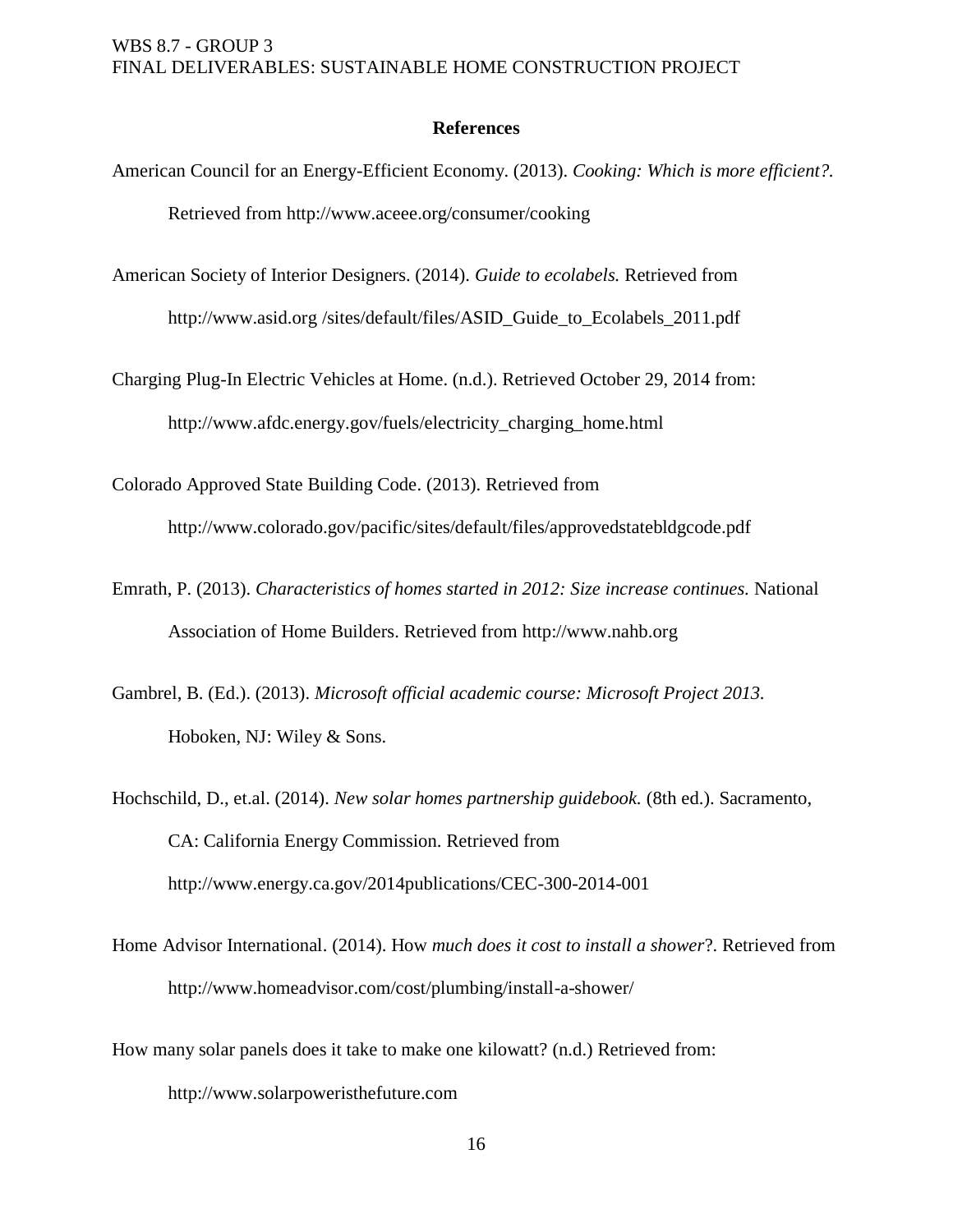## References

American Council for an Energy-Efficient Economy. (2013). *Cooking: Which is more efficient?.* Retrieved from http://www.aceee.org/consumer/cooking

American Society of Interior Designers. (2014). *Guide to ecolabels.* Retrieved from http://www.asid.org /sites/default/files/ASID_Guide_to_Ecolabels_2011.pdf

Charging Plug-In Electric Vehicles at Home. (n.d.). Retrieved October 29, 2014 from: http://www.afdc.energy.gov/fuels/electricity_charging_home.html

Colorado Approved State Building Code. (2013). Retrieved from http://www.colorado.gov/pacific/sites/default/files/approvedstatebldgcode.pdf

Emrath, P. (2013). *Characteristics of homes started in 2012: Size increase continues.* National Association of Home Builders. Retrieved from http://www.nahb.org

Gambrel, B. (Ed.). (2013). *Microsoft official academic course: Microsoft Project 2013.* Hoboken, NJ: Wiley & Sons.

Hochschild, D., et.al. (2014). *New solar homes partnership guidebook.* (8th ed.). Sacramento, CA: California Energy Commission. Retrieved from http://www.energy.ca.gov/2014publications/CEC-300-2014-001

Home Advisor International. (2014). How *much does it cost to install a shower*?. Retrieved from http://www.homeadvisor.com/cost/plumbing/install-a-shower/

How many solar panels does it take to make one kilowatt? (n.d.) Retrieved from: http://www.solarpoweristhefuture.com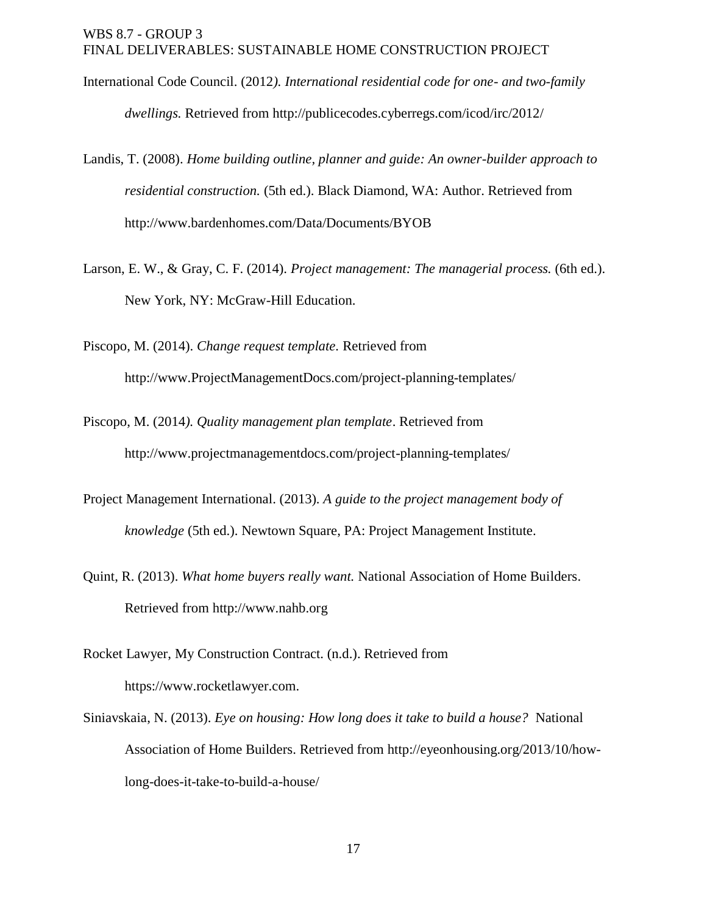International Code Council. (2012*). International residential code for one- and two-family dwellings.* Retrieved from http://publicecodes.cyberregs.com/icod/irc/2012/

Landis, T. (2008). *Home building outline, planner and guide: An owner-builder approach to residential construction.* (5th ed.). Black Diamond, WA: Author. Retrieved from http://www.bardenhomes.com/Data/Documents/BYOB

Larson, E. W., & Gray, C. F. (2014). *Project management: The managerial process.* (6th ed.). New York, NY: McGraw-Hill Education.

Piscopo, M. (2014). *Change request template.* Retrieved from http://www.ProjectManagementDocs.com/project-planning-templates/

Piscopo, M. (2014*). Quality management plan template*. Retrieved from http://www.projectmanagementdocs.com/project-planning-templates/

Project Management International. (2013). *A guide to the project management body of knowledge* (5th ed.). Newtown Square, PA: Project Management Institute.

Quint, R. (2013). *What home buyers really want.* National Association of Home Builders. Retrieved from http://www.nahb.org

Rocket Lawyer, My Construction Contract. (n.d.). Retrieved from https://www.rocketlawyer.com.

Siniavskaia, N. (2013). *Eye on housing: How long does it take to build a house?* National Association of Home Builders. Retrieved from http://eyeonhousing.org/2013/10/how-long-does-it-take-to-build-a-house/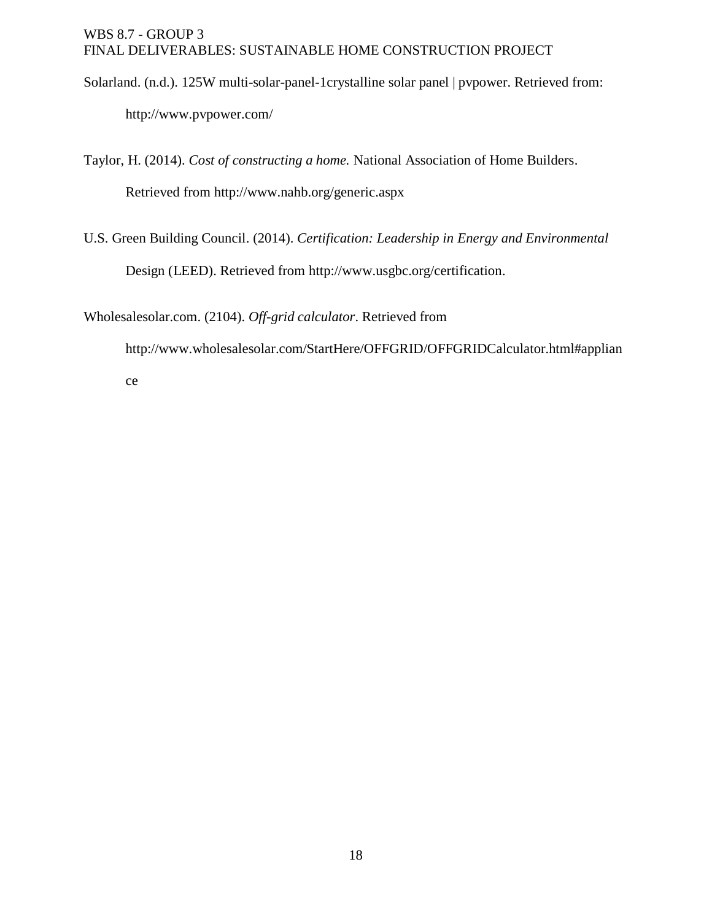Solarland. (n.d.). 125W multi-solar-panel-1crystalline solar panel | pvpower. Retrieved from: http://www.pvpower.com/

Taylor, H. (2014). *Cost of constructing a home.* National Association of Home Builders. Retrieved from http://www.nahb.org/generic.aspx

U.S. Green Building Council. (2014). *Certification: Leadership in Energy and Environmental* Design (LEED). Retrieved from http://www.usgbc.org/certification.

Wholesalesolar.com. (2104). *Off-grid calculator*. Retrieved from http://www.wholesalesolar.com/StartHere/OFFGRID/OFFGRIDCalculator.html#appliance